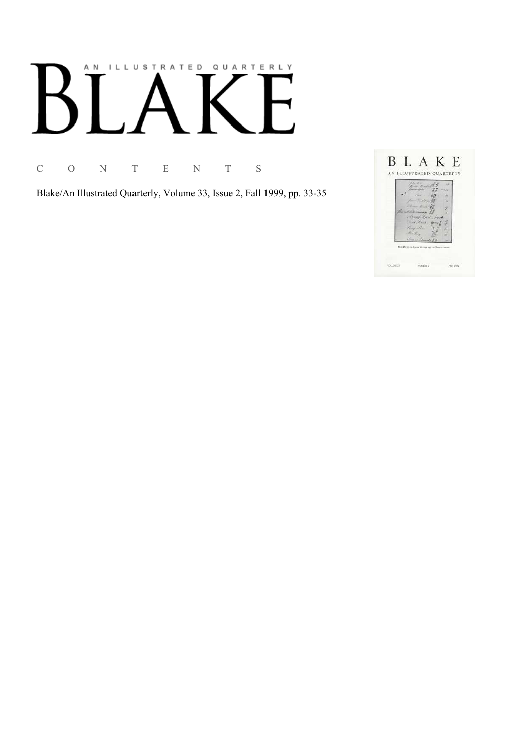# AN ILLUSTRATED QUARTERLY

# BLAKE

C O N T E N T S

Blake/An Illustrated Quarterly, Volume 33, Issue 2, Fall 1999, pp. 33-35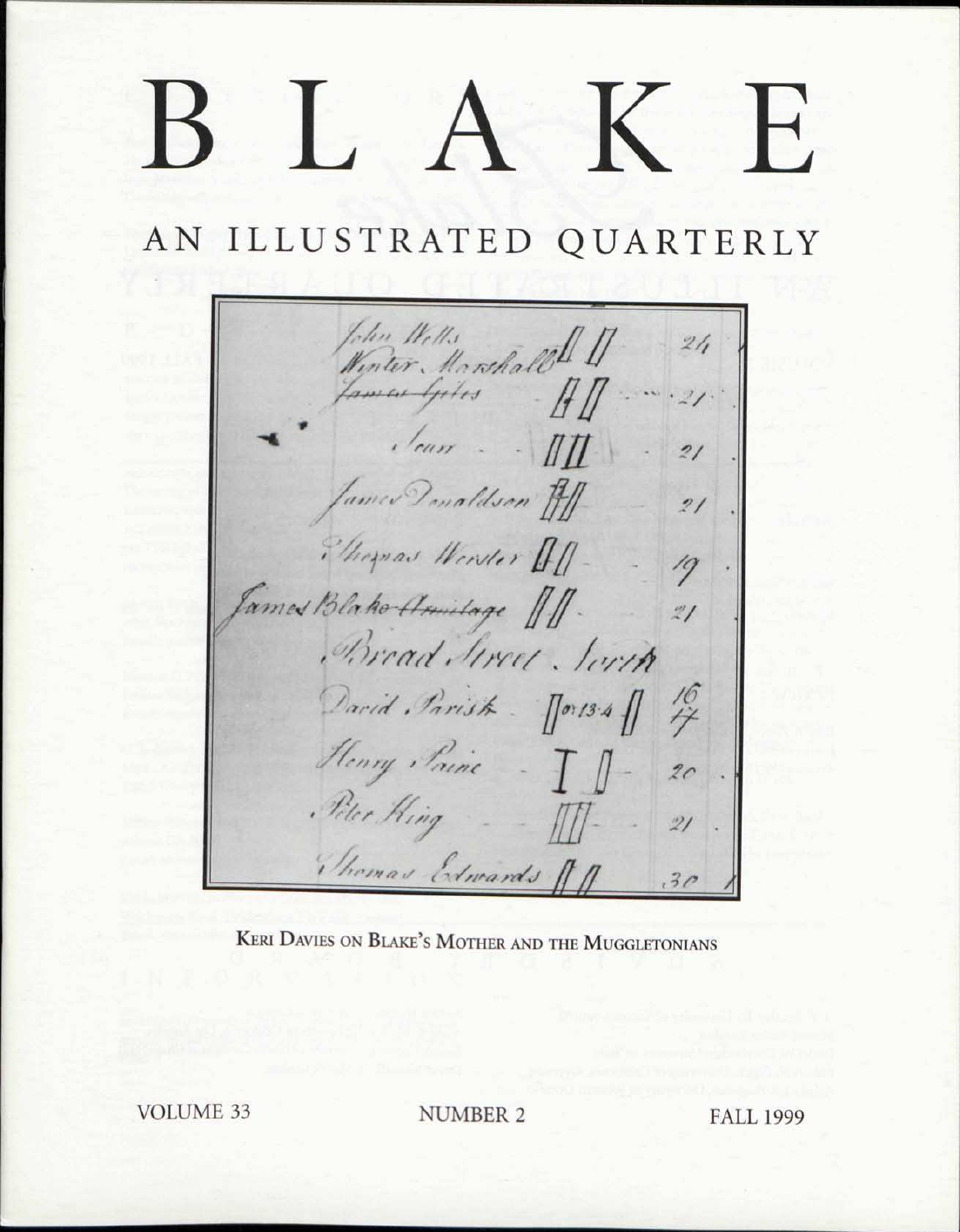# BLAKE

## AN ILLUSTRATED QUARTERLY

John Wells
Winter Marshall
James Gyles
Scarr
James Donaldson
Thomas Worster
James Blake Armitage
Bread Street . North
David Parish
Henry Paine
Peter King
Thomas Edwards

**KERI DAVIES ON BLAKE'S MOTHER AND THE MUGGLETONIANS**

VOLUME 33 NUMBER 2 FALL 1999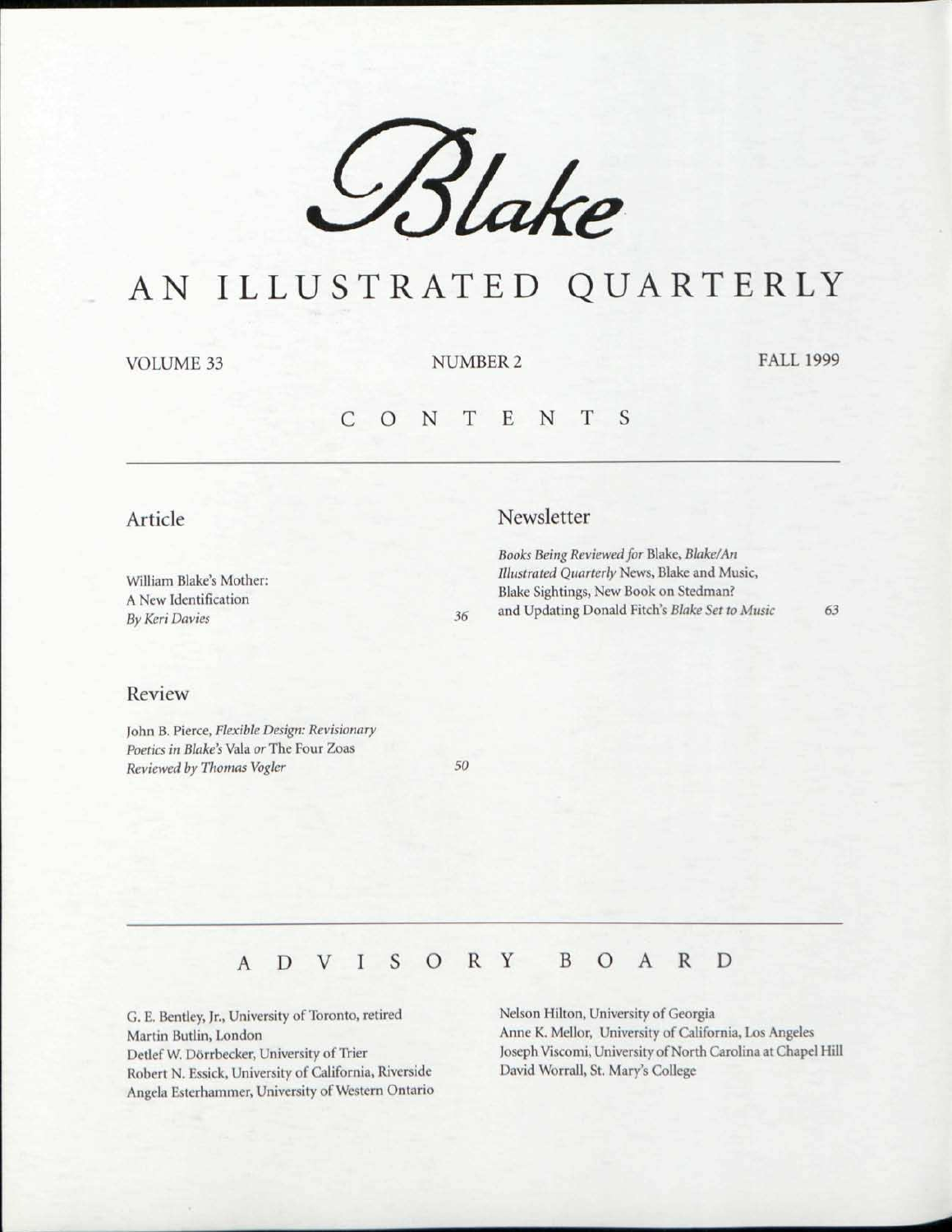# Blake

## AN ILLUSTRATED QUARTERLY

VOLUME 33 NUMBER 2 FALL 1999

## CONTENTS

### Article

William Blake's Mother:
A New Identification
*By Keri Davies* 36

### Review

John B. Pierce, *Flexible Design: Revisionary Poetics in Blake's* Vala *or* The Four Zoas
*Reviewed by Thomas Vogler* 50

### Newsletter

*Books Being Reviewed for* Blake, *Blake/An Illustrated Quarterly* News, Blake and Music, Blake Sightings, New Book on Stedman? and Updating Donald Fitch's *Blake Set to Music* 63

## ADVISORY BOARD

G. E. Bentley, Jr., University of Toronto, retired
Martin Butlin, London
Detlef W. Dörrbecker, University of Trier
Robert N. Essick, University of California, Riverside
Angela Esterhammer, University of Western Ontario
Nelson Hilton, University of Georgia
Anne K. Mellor, University of California, Los Angeles
Joseph Viscomi, University of North Carolina at Chapel Hill
David Worrall, St. Mary's College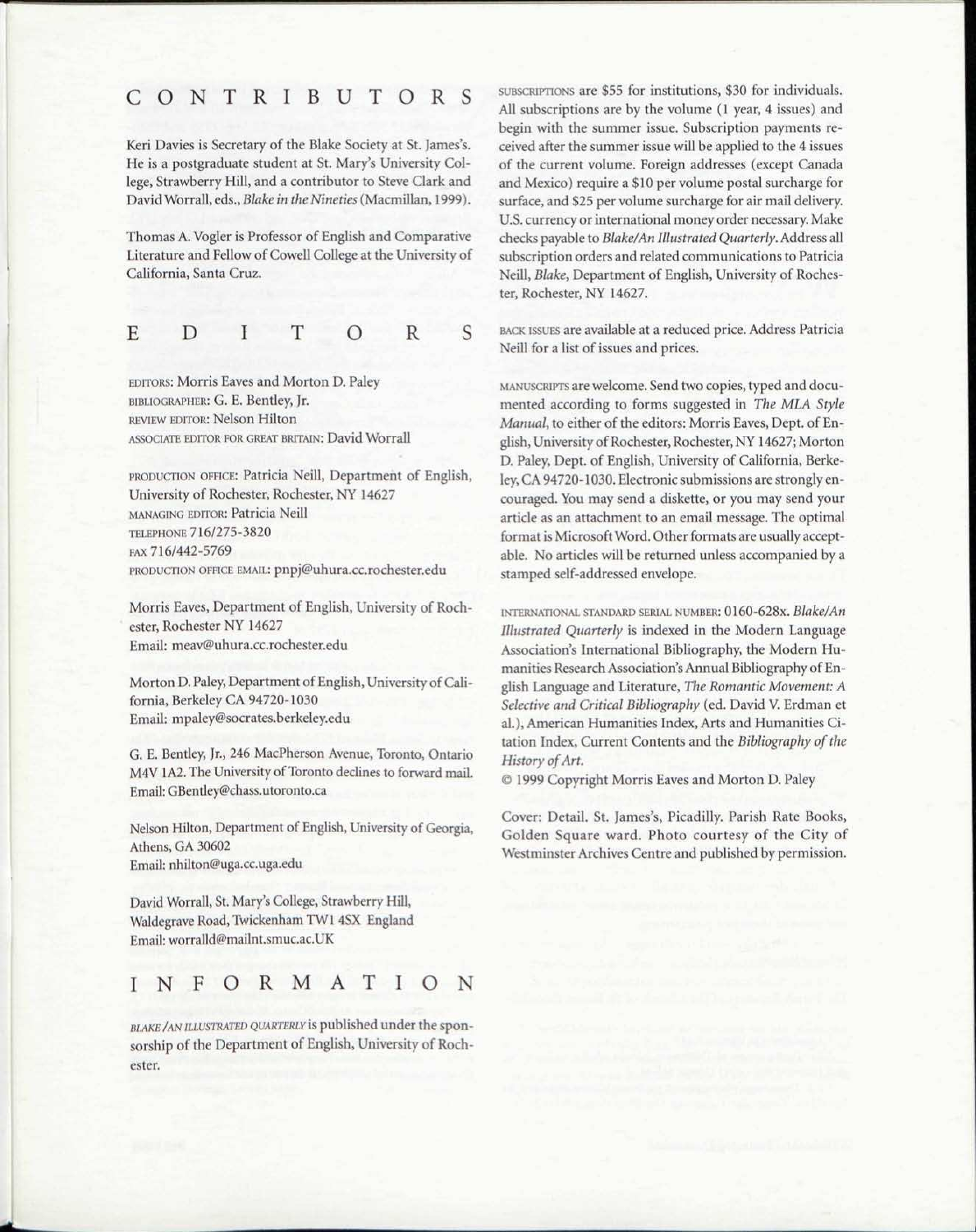## CONTRIBUTORS

Keri Davies is Secretary of the Blake Society at St. James's. He is a postgraduate student at St. Mary's University College, Strawberry Hill, and a contributor to Steve Clark and David Worrall, eds., *Blake in the Nineties* (Macmillan, 1999).

Thomas A. Vogler is Professor of English and Comparative Literature and Fellow of Cowell College at the University of California, Santa Cruz.

## EDITORS

EDITORS: Morris Eaves and Morton D. Paley
BIBLIOGRAPHER: G. E. Bentley, Jr.
REVIEW EDITOR: Nelson Hilton
ASSOCIATE EDITOR FOR GREAT BRITAIN: David Worrall

PRODUCTION OFFICE: Patricia Neill, Department of English, University of Rochester, Rochester, NY 14627
MANAGING EDITOR: Patricia Neill
TELEPHONE 716/275-3820
FAX 716/442-5769
PRODUCTION OFFICE EMAIL: pnpj@uhura.cc.rochester.edu

Morris Eaves, Department of English, University of Rochester, Rochester NY 14627
Email: meav@uhura.cc.rochester.edu

Morton D. Paley, Department of English, University of California, Berkeley CA 94720-1030
Email: mpaley@socrates.berkeley.edu

G. E. Bentley, Jr., 246 MacPherson Avenue, Toronto, Ontario M4V 1A2. The University of Toronto declines to forward mail.
Email: GBentley@chass.utoronto.ca

Nelson Hilton, Department of English, University of Georgia, Athens, GA 30602
Email: nhilton@uga.cc.uga.edu

David Worrall, St. Mary's College, Strawberry Hill, Waldegrave Road, Twickenham TW1 4SX England
Email: worralld@mailnt.smuc.ac.UK

## INFORMATION

*BLAKE/AN ILLUSTRATED QUARTERLY* is published under the sponsorship of the Department of English, University of Rochester.

SUBSCRIPTIONS are $55 for institutions, $30 for individuals. All subscriptions are by the volume (1 year, 4 issues) and begin with the summer issue. Subscription payments received after the summer issue will be applied to the 4 issues of the current volume. Foreign addresses (except Canada and Mexico) require a $10 per volume postal surcharge for surface, and $25 per volume surcharge for air mail delivery. U.S. currency or international money order necessary. Make checks payable to *Blake/An Illustrated Quarterly*. Address all subscription orders and related communications to Patricia Neill, *Blake*, Department of English, University of Rochester, Rochester, NY 14627.

BACK ISSUES are available at a reduced price. Address Patricia Neill for a list of issues and prices.

MANUSCRIPTS are welcome. Send two copies, typed and documented according to forms suggested in *The MLA Style Manual*, to either of the editors: Morris Eaves, Dept. of English, University of Rochester, Rochester, NY 14627; Morton D. Paley, Dept. of English, University of California, Berkeley, CA 94720-1030. Electronic submissions are strongly encouraged. You may send a diskette, or you may send your article as an attachment to an email message. The optimal format is Microsoft Word. Other formats are usually acceptable. No articles will be returned unless accompanied by a stamped self-addressed envelope.

INTERNATIONAL STANDARD SERIAL NUMBER: 0160-628x. *Blake/An Illustrated Quarterly* is indexed in the Modern Language Association's International Bibliography, the Modern Humanities Research Association's Annual Bibliography of English Language and Literature, *The Romantic Movement: A Selective and Critical Bibliography* (ed. David V. Erdman et al.), American Humanities Index, Arts and Humanities Citation Index, Current Contents and the *Bibliography of the History of Art*.

© 1999 Copyright Morris Eaves and Morton D. Paley

Cover: Detail. St. James's, Picadilly. Parish Rate Books, Golden Square ward. Photo courtesy of the City of Westminster Archives Centre and published by permission.